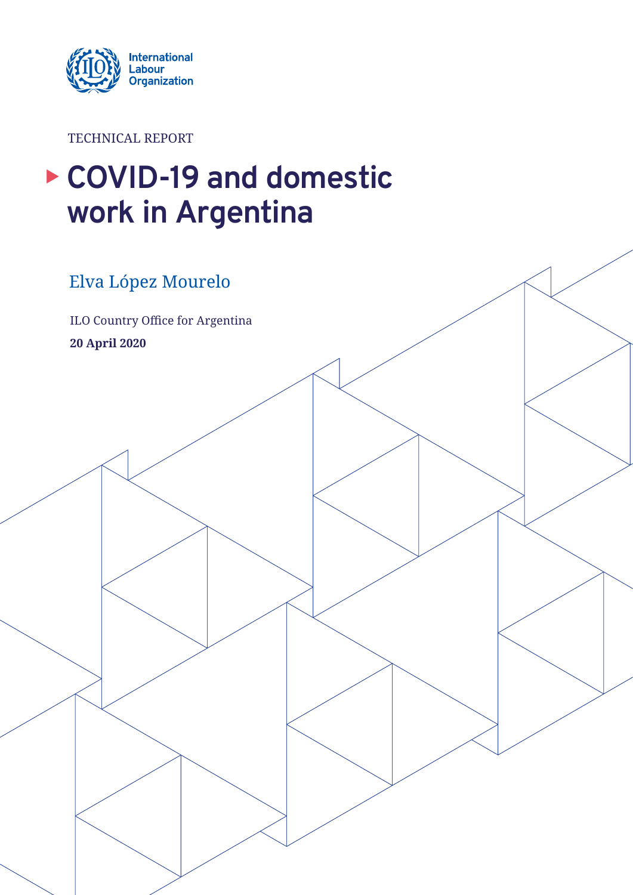International Labour Organization

TECHNICAL REPORT

# COVID-19 and domestic work in Argentina

Elva López Mourelo

ILO Country Office for Argentina

**20 April 2020**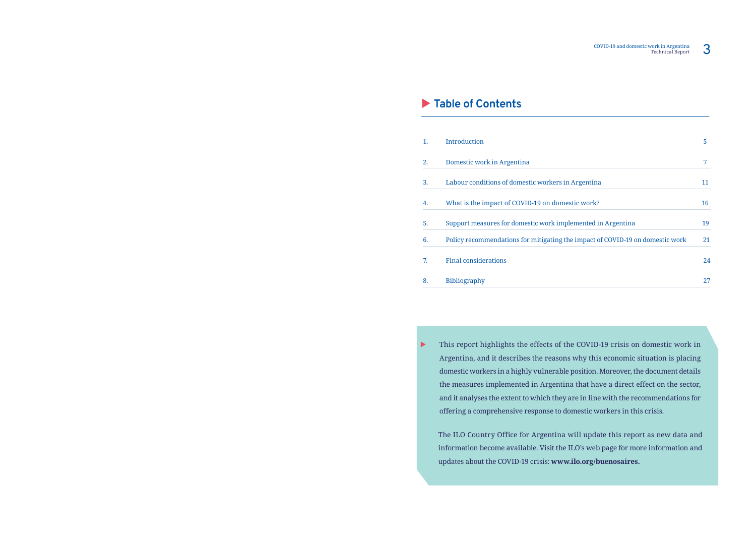## Table of Contents

| | | |
|---|---|---|
| 1. | Introduction | 5 |
| 2. | Domestic work in Argentina | 7 |
| 3. | Labour conditions of domestic workers in Argentina | 11 |
| 4. | What is the impact of COVID-19 on domestic work? | 16 |
| 5. | Support measures for domestic work implemented in Argentina | 19 |
| 6. | Policy recommendations for mitigating the impact of COVID-19 on domestic work | 21 |
| 7. | Final considerations | 24 |
| 8. | Bibliography | 27 |

This report highlights the effects of the COVID-19 crisis on domestic work in Argentina, and it describes the reasons why this economic situation is placing domestic workers in a highly vulnerable position. Moreover, the document details the measures implemented in Argentina that have a direct effect on the sector, and it analyses the extent to which they are in line with the recommendations for offering a comprehensive response to domestic workers in this crisis.

The ILO Country Office for Argentina will update this report as new data and information become available. Visit the ILO's web page for more information and updates about the COVID-19 crisis: **www.ilo.org/buenosaires.**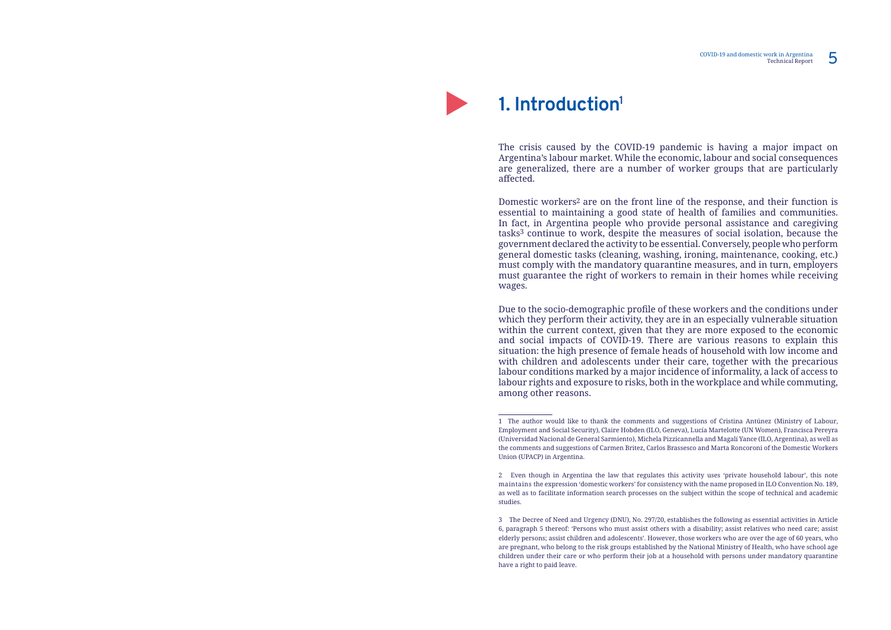# 1. Introduction[1]

The crisis caused by the COVID-19 pandemic is having a major impact on Argentina's labour market. While the economic, labour and social consequences are generalized, there are a number of worker groups that are particularly affected.

Domestic workers[2] are on the front line of the response, and their function is essential to maintaining a good state of health of families and communities. In fact, in Argentina people who provide personal assistance and caregiving tasks[3] continue to work, despite the measures of social isolation, because the government declared the activity to be essential. Conversely, people who perform general domestic tasks (cleaning, washing, ironing, maintenance, cooking, etc.) must comply with the mandatory quarantine measures, and in turn, employers must guarantee the right of workers to remain in their homes while receiving wages.

Due to the socio-demographic profile of these workers and the conditions under which they perform their activity, they are in an especially vulnerable situation within the current context, given that they are more exposed to the economic and social impacts of COVID-19. There are various reasons to explain this situation: the high presence of female heads of household with low income and with children and adolescents under their care, together with the precarious labour conditions marked by a major incidence of informality, a lack of access to labour rights and exposure to risks, both in the workplace and while commuting, among other reasons.

---

1 The author would like to thank the comments and suggestions of Cristina Antúnez (Ministry of Labour, Employment and Social Security), Claire Hobden (ILO, Geneva), Lucía Martelotte (UN Women), Francisca Pereyra (Universidad Nacional de General Sarmiento), Michela Pizzicannella and Magalí Yance (ILO, Argentina), as well as the comments and suggestions of Carmen Britez, Carlos Brassesco and Marta Roncoroni of the Domestic Workers Union (UPACP) in Argentina.

2 Even though in Argentina the law that regulates this activity uses 'private household labour', this note maintains the expression 'domestic workers' for consistency with the name proposed in ILO Convention No. 189, as well as to facilitate information search processes on the subject within the scope of technical and academic studies.

3 The Decree of Need and Urgency (DNU), No. 297/20, establishes the following as essential activities in Article 6, paragraph 5 thereof: 'Persons who must assist others with a disability; assist relatives who need care; assist elderly persons; assist children and adolescents'. However, those workers who are over the age of 60 years, who are pregnant, who belong to the risk groups established by the National Ministry of Health, who have school age children under their care or who perform their job at a household with persons under mandatory quarantine have a right to paid leave.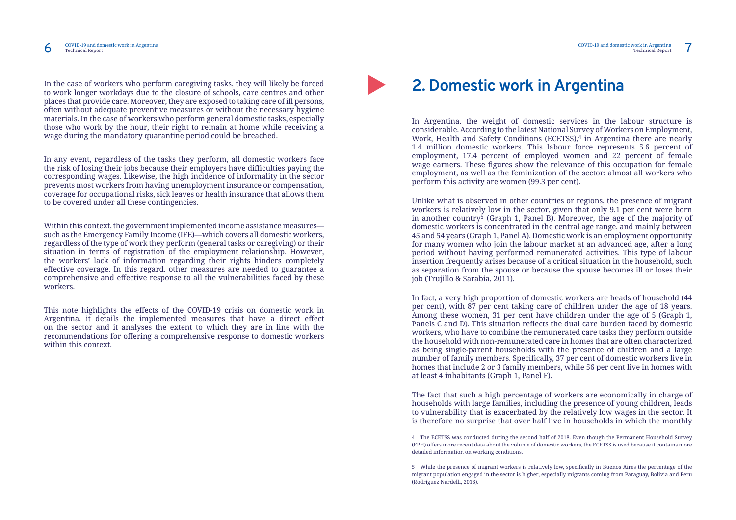In the case of workers who perform caregiving tasks, they will likely be forced to work longer workdays due to the closure of schools, care centres and other places that provide care. Moreover, they are exposed to taking care of ill persons, often without adequate preventive measures or without the necessary hygiene materials. In the case of workers who perform general domestic tasks, especially those who work by the hour, their right to remain at home while receiving a wage during the mandatory quarantine period could be breached.

In any event, regardless of the tasks they perform, all domestic workers face the risk of losing their jobs because their employers have difficulties paying the corresponding wages. Likewise, the high incidence of informality in the sector prevents most workers from having unemployment insurance or compensation, coverage for occupational risks, sick leaves or health insurance that allows them to be covered under all these contingencies.

Within this context, the government implemented income assistance measures—such as the Emergency Family Income (IFE)—which covers all domestic workers, regardless of the type of work they perform (general tasks or caregiving) or their situation in terms of registration of the employment relationship. However, the workers' lack of information regarding their rights hinders completely effective coverage. In this regard, other measures are needed to guarantee a comprehensive and effective response to all the vulnerabilities faced by these workers.

This note highlights the effects of the COVID-19 crisis on domestic work in Argentina, it details the implemented measures that have a direct effect on the sector and it analyses the extent to which they are in line with the recommendations for offering a comprehensive response to domestic workers within this context.

# 2. Domestic work in Argentina

In Argentina, the weight of domestic services in the labour structure is considerable. According to the latest National Survey of Workers on Employment, Work, Health and Safety Conditions (ECETSS),[4] in Argentina there are nearly 1.4 million domestic workers. This labour force represents 5.6 percent of employment, 17.4 percent of employed women and 22 percent of female wage earners. These figures show the relevance of this occupation for female employment, as well as the feminization of the sector: almost all workers who perform this activity are women (99.3 per cent).

Unlike what is observed in other countries or regions, the presence of migrant workers is relatively low in the sector, given that only 9.1 per cent were born in another country[5] (Graph 1, Panel B). Moreover, the age of the majority of domestic workers is concentrated in the central age range, and mainly between 45 and 54 years (Graph 1, Panel A). Domestic work is an employment opportunity for many women who join the labour market at an advanced age, after a long period without having performed remunerated activities. This type of labour insertion frequently arises because of a critical situation in the household, such as separation from the spouse or because the spouse becomes ill or loses their job (Trujillo & Sarabia, 2011).

In fact, a very high proportion of domestic workers are heads of household (44 per cent), with 87 per cent taking care of children under the age of 18 years. Among these women, 31 per cent have children under the age of 5 (Graph 1, Panels C and D). This situation reflects the dual care burden faced by domestic workers, who have to combine the remunerated care tasks they perform outside the household with non-remunerated care in homes that are often characterized as being single-parent households with the presence of children and a large number of family members. Specifically, 37 per cent of domestic workers live in homes that include 2 or 3 family members, while 56 per cent live in homes with at least 4 inhabitants (Graph 1, Panel F).

The fact that such a high percentage of workers are economically in charge of households with large families, including the presence of young children, leads to vulnerability that is exacerbated by the relatively low wages in the sector. It is therefore no surprise that over half live in households in which the monthly

---

4 The ECETSS was conducted during the second half of 2018. Even though the Permanent Household Survey (EPH) offers more recent data about the volume of domestic workers, the ECETSS is used because it contains more detailed information on working conditions.

5 While the presence of migrant workers is relatively low, specifically in Buenos Aires the percentage of the migrant population engaged in the sector is higher, especially migrants coming from Paraguay, Bolivia and Peru (Rodríguez Nardelli, 2016).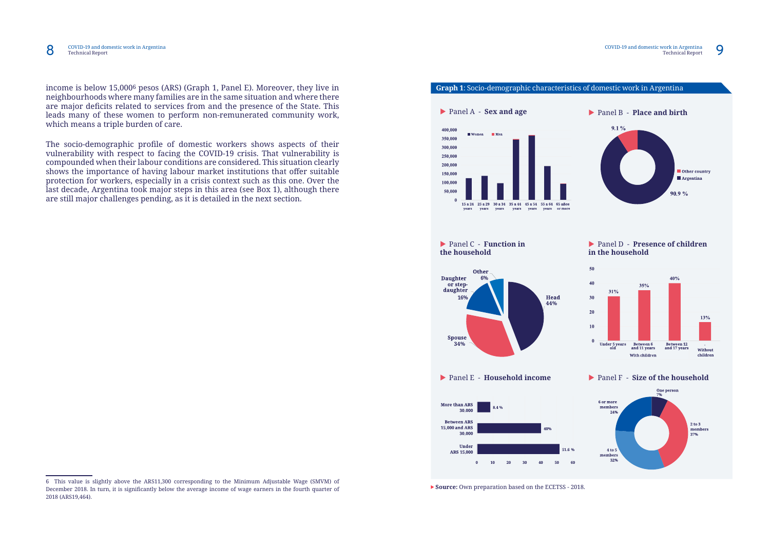income is below 15,000[6] pesos (ARS) (Graph 1, Panel E). Moreover, they live in neighbourhoods where many families are in the same situation and where there are major deficits related to services from and the presence of the State. This leads many of these women to perform non-remunerated community work, which means a triple burden of care.

The socio-demographic profile of domestic workers shows aspects of their vulnerability with respect to facing the COVID-19 crisis. That vulnerability is compounded when their labour conditions are considered. This situation clearly shows the importance of having labour market institutions that offer suitable protection for workers, especially in a crisis context such as this one. Over the last decade, Argentina took major steps in this area (see Box 1), although there are still major challenges pending, as it is detailed in the next section.

**Graph 1**: Socio-demographic characteristics of domestic work in Argentina

Panel A - **Sex and age**

Panel B - **Place and birth**

| Place of birth | % |
|---|---|
| Argentina | 90.9 % |
| Other country | 9.1 % |

Panel C - **Function in the household**

| Function | % |
|---|---|
| Head | 44% |
| Spouse | 34% |
| Daughter or step-daughter | 16% |
| Other | 6% |

Panel D - **Presence of children in the household**

| | Under 5 years old | Between 6 and 11 years | Between 12 and 17 years | Without children |
|---|---|---|---|---|
| | With children | | | |
| % | 31% | 35% | 40% | 13% |

Panel E - **Household income**

| Household income | % |
|---|---|
| More than ARS 30.000 | 8.4 % |
| Between ARS 15,000 and ARS 30.000 | 40% |
| Under ARS 15,000 | 51.6 % |

Panel F - **Size of the household**

| Size | % |
|---|---|
| One person | 7% |
| 2 to 3 members | 37% |
| 4 to 5 members | 32% |
| 6 or more members | 24% |

**Source:** Own preparation based on the ECETSS - 2018.

6 This value is slightly above the ARS11,300 corresponding to the Minimum Adjustable Wage (SMVM) of December 2018. In turn, it is significantly below the average income of wage earners in the fourth quarter of 2018 (ARS19,464).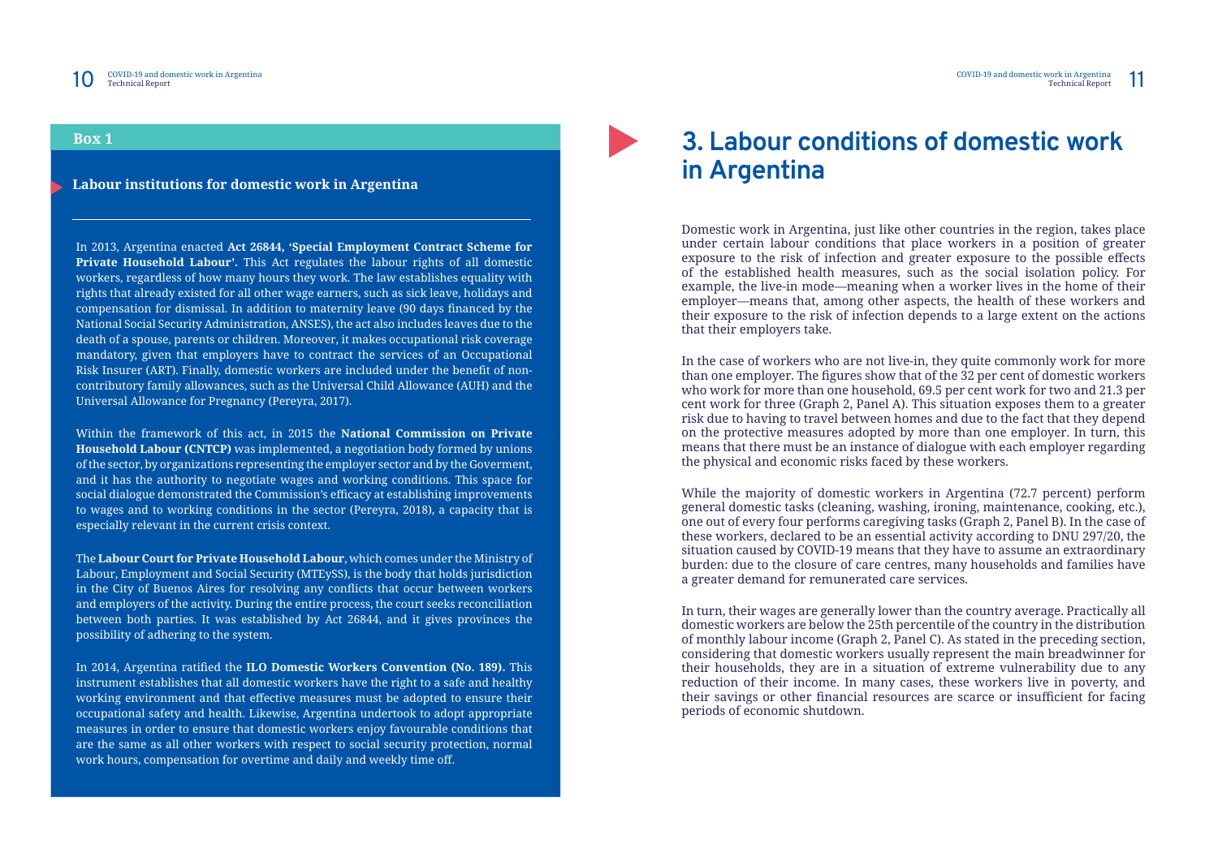**Box 1**

**Labour institutions for domestic work in Argentina**

In 2013, Argentina enacted **Act 26844, 'Special Employment Contract Scheme for Private Household Labour'.** This Act regulates the labour rights of all domestic workers, regardless of how many hours they work. The law establishes equality with rights that already existed for all other wage earners, such as sick leave, holidays and compensation for dismissal. In addition to maternity leave (90 days financed by the National Social Security Administration, ANSES), the act also includes leaves due to the death of a spouse, parents or children. Moreover, it makes occupational risk coverage mandatory, given that employers have to contract the services of an Occupational Risk Insurer (ART). Finally, domestic workers are included under the benefit of non-contributory family allowances, such as the Universal Child Allowance (AUH) and the Universal Allowance for Pregnancy (Pereyra, 2017).

Within the framework of this act, in 2015 the **National Commission on Private Household Labour (CNTCP)** was implemented, a negotiation body formed by unions of the sector, by organizations representing the employer sector and by the Goverment, and it has the authority to negotiate wages and working conditions. This space for social dialogue demonstrated the Commission's efficacy at establishing improvements to wages and to working conditions in the sector (Pereyra, 2018), a capacity that is especially relevant in the current crisis context.

The **Labour Court for Private Household Labour**, which comes under the Ministry of Labour, Employment and Social Security (MTEySS), is the body that holds jurisdiction in the City of Buenos Aires for resolving any conflicts that occur between workers and employers of the activity. During the entire process, the court seeks reconciliation between both parties. It was established by Act 26844, and it gives provinces the possibility of adhering to the system.

In 2014, Argentina ratified the **ILO Domestic Workers Convention (No. 189).** This instrument establishes that all domestic workers have the right to a safe and healthy working environment and that effective measures must be adopted to ensure their occupational safety and health. Likewise, Argentina undertook to adopt appropriate measures in order to ensure that domestic workers enjoy favourable conditions that are the same as all other workers with respect to social security protection, normal work hours, compensation for overtime and daily and weekly time off.

# 3. Labour conditions of domestic work in Argentina

Domestic work in Argentina, just like other countries in the region, takes place under certain labour conditions that place workers in a position of greater exposure to the risk of infection and greater exposure to the possible effects of the established health measures, such as the social isolation policy. For example, the live-in mode—meaning when a worker lives in the home of their employer—means that, among other aspects, the health of these workers and their exposure to the risk of infection depends to a large extent on the actions that their employers take.

In the case of workers who are not live-in, they quite commonly work for more than one employer. The figures show that of the 32 per cent of domestic workers who work for more than one household, 69.5 per cent work for two and 21.3 per cent work for three (Graph 2, Panel A). This situation exposes them to a greater risk due to having to travel between homes and due to the fact that they depend on the protective measures adopted by more than one employer. In turn, this means that there must be an instance of dialogue with each employer regarding the physical and economic risks faced by these workers.

While the majority of domestic workers in Argentina (72.7 percent) perform general domestic tasks (cleaning, washing, ironing, maintenance, cooking, etc.), one out of every four performs caregiving tasks (Graph 2, Panel B). In the case of these workers, declared to be an essential activity according to DNU 297/20, the situation caused by COVID-19 means that they have to assume an extraordinary burden: due to the closure of care centres, many households and families have a greater demand for remunerated care services.

In turn, their wages are generally lower than the country average. Practically all domestic workers are below the 25th percentile of the country in the distribution of monthly labour income (Graph 2, Panel C). As stated in the preceding section, considering that domestic workers usually represent the main breadwinner for their households, they are in a situation of extreme vulnerability due to any reduction of their income. In many cases, these workers live in poverty, and their savings or other financial resources are scarce or insufficient for facing periods of economic shutdown.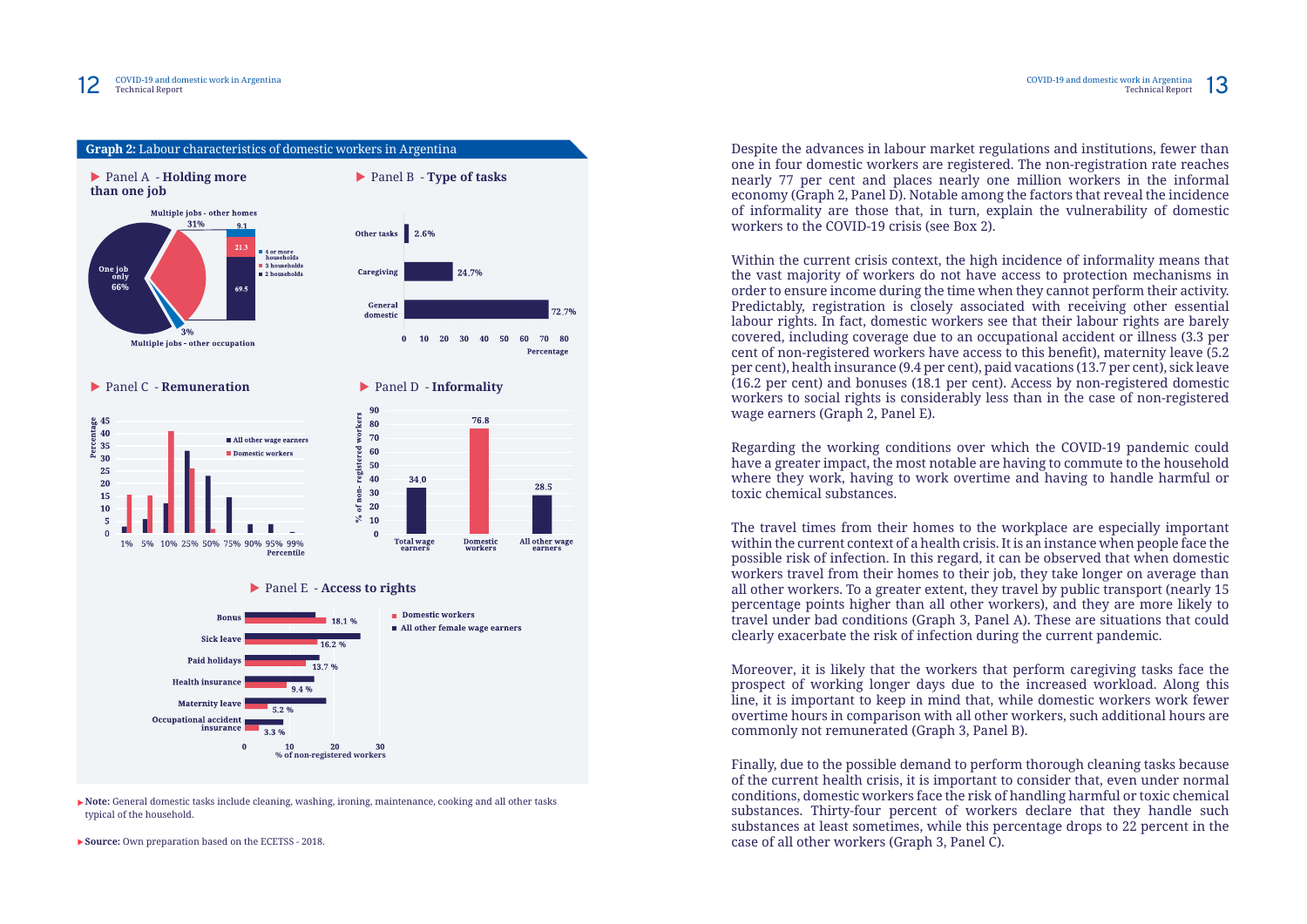**Graph 2:** Labour characteristics of domestic workers in Argentina

Panel A - **Holding more than one job**

Multiple jobs - other homes 31% | One job only 66% | Multiple jobs - other occupation 3%

4 or more households 9.1 | 3 households 21.3 | 2 households 69.5

Panel B - **Type of tasks**

| Task | Percentage |
|---|---|
| Other tasks | 2.6% |
| Caregiving | 24.7% |
| General domestic | 72.7% |

Panel C - **Remuneration**

(Percentage by percentile: 1%, 5%, 10%, 25%, 50%, 75%, 90%, 95%, 99% — All other wage earners; Domestic workers)

Panel D - **Informality**

| | % of non-registered workers |
|---|---|
| Total wage earners | 34.0 |
| Domestic workers | 76.8 |
| All other wage earners | 28.5 |

Panel E - **Access to rights**

| Right | Domestic workers (% of non-registered workers) |
|---|---|
| Bonus | 18.1 % |
| Sick leave | 16.2 % |
| Paid holidays | 13.7 % |
| Health insurance | 9.4 % |
| Maternity leave | 5.2 % |
| Occupational accident insurance | 3.3 % |

(Compared with: All other female wage earners)

**Note:** General domestic tasks include cleaning, washing, ironing, maintenance, cooking and all other tasks typical of the household.

**Source:** Own preparation based on the ECETSS - 2018.

Despite the advances in labour market regulations and institutions, fewer than one in four domestic workers are registered. The non-registration rate reaches nearly 77 per cent and places nearly one million workers in the informal economy (Graph 2, Panel D). Notable among the factors that reveal the incidence of informality are those that, in turn, explain the vulnerability of domestic workers to the COVID-19 crisis (see Box 2).

Within the current crisis context, the high incidence of informality means that the vast majority of workers do not have access to protection mechanisms in order to ensure income during the time when they cannot perform their activity. Predictably, registration is closely associated with receiving other essential labour rights. In fact, domestic workers see that their labour rights are barely covered, including coverage due to an occupational accident or illness (3.3 per cent of non-registered workers have access to this benefit), maternity leave (5.2 per cent), health insurance (9.4 per cent), paid vacations (13.7 per cent), sick leave (16.2 per cent) and bonuses (18.1 per cent). Access by non-registered domestic workers to social rights is considerably less than in the case of non-registered wage earners (Graph 2, Panel E).

Regarding the working conditions over which the COVID-19 pandemic could have a greater impact, the most notable are having to commute to the household where they work, having to work overtime and having to handle harmful or toxic chemical substances.

The travel times from their homes to the workplace are especially important within the current context of a health crisis. It is an instance when people face the possible risk of infection. In this regard, it can be observed that when domestic workers travel from their homes to their job, they take longer on average than all other workers. To a greater extent, they travel by public transport (nearly 15 percentage points higher than all other workers), and they are more likely to travel under bad conditions (Graph 3, Panel A). These are situations that could clearly exacerbate the risk of infection during the current pandemic.

Moreover, it is likely that the workers that perform caregiving tasks face the prospect of working longer days due to the increased workload. Along this line, it is important to keep in mind that, while domestic workers work fewer overtime hours in comparison with all other workers, such additional hours are commonly not remunerated (Graph 3, Panel B).

Finally, due to the possible demand to perform thorough cleaning tasks because of the current health crisis, it is important to consider that, even under normal conditions, domestic workers face the risk of handling harmful or toxic chemical substances. Thirty-four percent of workers declare that they handle such substances at least sometimes, while this percentage drops to 22 percent in the case of all other workers (Graph 3, Panel C).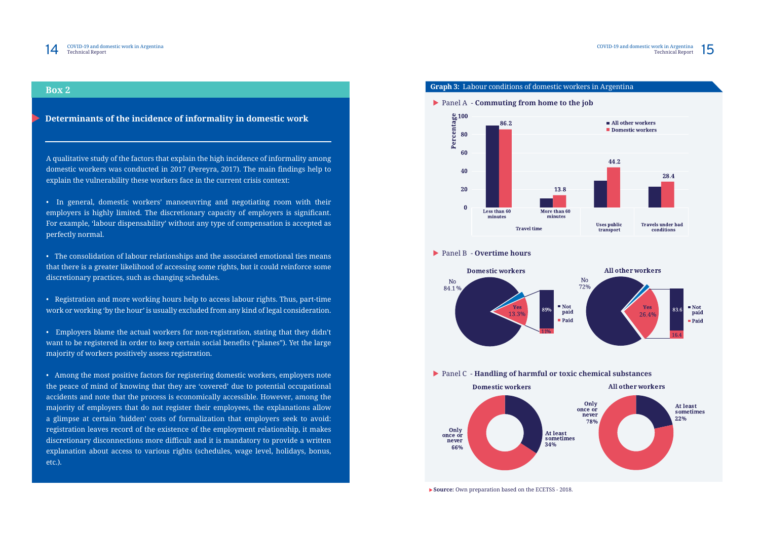## Box 2

### Determinants of the incidence of informality in domestic work

A qualitative study of the factors that explain the high incidence of informality among domestic workers was conducted in 2017 (Pereyra, 2017). The main findings help to explain the vulnerability these workers face in the current crisis context:

- In general, domestic workers' manoeuvring and negotiating room with their employers is highly limited. The discretionary capacity of employers is significant. For example, 'labour dispensability' without any type of compensation is accepted as perfectly normal.

- The consolidation of labour relationships and the associated emotional ties means that there is a greater likelihood of accessing some rights, but it could reinforce some discretionary practices, such as changing schedules.

- Registration and more working hours help to access labour rights. Thus, part-time work or working 'by the hour' is usually excluded from any kind of legal consideration.

- Employers blame the actual workers for non-registration, stating that they didn't want to be registered in order to keep certain social benefits ("planes"). Yet the large majority of workers positively assess registration.

- Among the most positive factors for registering domestic workers, employers note the peace of mind of knowing that they are 'covered' due to potential occupational accidents and note that the process is economically accessible. However, among the majority of employers that do not register their employees, the explanations allow a glimpse at certain 'hidden' costs of formalization that employers seek to avoid: registration leaves record of the existence of the employment relationship, it makes discretionary disconnections more difficult and it is mandatory to provide a written explanation about access to various rights (schedules, wage level, holidays, bonus, etc.).

**Graph 3:** Labour conditions of domestic workers in Argentina

Panel A - **Commuting from home to the job**

| | Travel time: Less than 60 minutes | Travel time: More than 60 minutes | Uses public transport | Travels under bad conditions |
|---|---|---|---|---|
| Domestic workers (%) | 86.2 | 13.8 | 44.2 | 28.4 |

Panel B - **Overtime hours**

| | No | Yes | Yes: Not paid | Yes: Paid |
|---|---|---|---|---|
| Domestic workers | 84.1% | 13.3% | 89% | 11% |
| All other workers | 72% | 26.4% | 83.6 | 16.4 |

Panel C - **Handling of harmful or toxic chemical substances**

| | Only once or never | At least sometimes |
|---|---|---|
| Domestic workers | 66% | 34% |
| All other workers | 78% | 22% |

**Source:** Own preparation based on the ECETSS - 2018.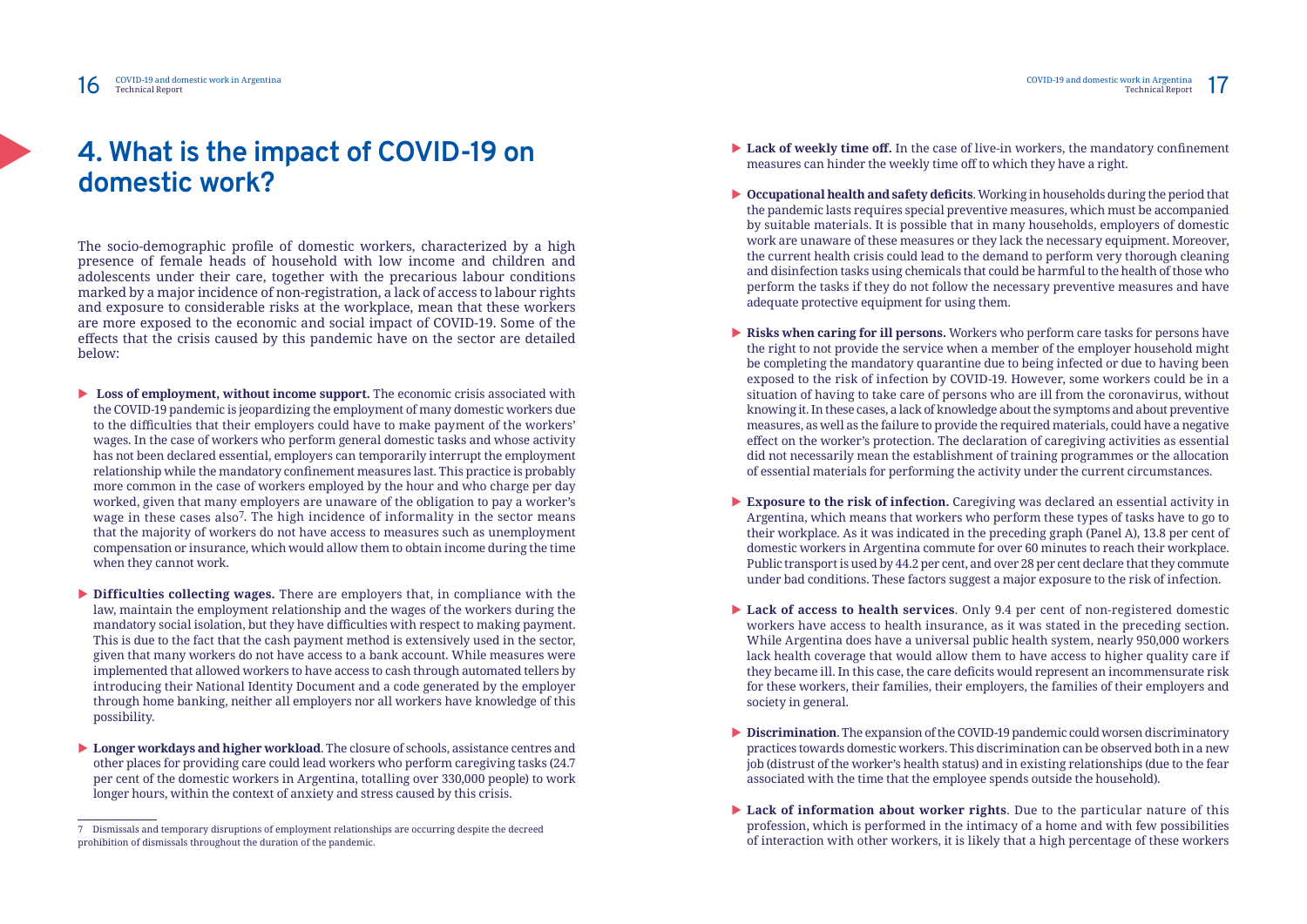# 4. What is the impact of COVID-19 on domestic work?

The socio-demographic profile of domestic workers, characterized by a high presence of female heads of household with low income and children and adolescents under their care, together with the precarious labour conditions marked by a major incidence of non-registration, a lack of access to labour rights and exposure to considerable risks at the workplace, mean that these workers are more exposed to the economic and social impact of COVID-19. Some of the effects that the crisis caused by this pandemic have on the sector are detailed below:

- **Loss of employment, without income support.** The economic crisis associated with the COVID-19 pandemic is jeopardizing the employment of many domestic workers due to the difficulties that their employers could have to make payment of the workers' wages. In the case of workers who perform general domestic tasks and whose activity has not been declared essential, employers can temporarily interrupt the employment relationship while the mandatory confinement measures last. This practice is probably more common in the case of workers employed by the hour and who charge per day worked, given that many employers are unaware of the obligation to pay a worker's wage in these cases also[7]. The high incidence of informality in the sector means that the majority of workers do not have access to measures such as unemployment compensation or insurance, which would allow them to obtain income during the time when they cannot work.
- **Difficulties collecting wages.** There are employers that, in compliance with the law, maintain the employment relationship and the wages of the workers during the mandatory social isolation, but they have difficulties with respect to making payment. This is due to the fact that the cash payment method is extensively used in the sector, given that many workers do not have access to a bank account. While measures were implemented that allowed workers to have access to cash through automated tellers by introducing their National Identity Document and a code generated by the employer through home banking, neither all employers nor all workers have knowledge of this possibility.
- **Longer workdays and higher workload**. The closure of schools, assistance centres and other places for providing care could lead workers who perform caregiving tasks (24.7 per cent of the domestic workers in Argentina, totalling over 330,000 people) to work longer hours, within the context of anxiety and stress caused by this crisis.
- **Lack of weekly time off.** In the case of live-in workers, the mandatory confinement measures can hinder the weekly time off to which they have a right.
- **Occupational health and safety deficits**. Working in households during the period that the pandemic lasts requires special preventive measures, which must be accompanied by suitable materials. It is possible that in many households, employers of domestic work are unaware of these measures or they lack the necessary equipment. Moreover, the current health crisis could lead to the demand to perform very thorough cleaning and disinfection tasks using chemicals that could be harmful to the health of those who perform the tasks if they do not follow the necessary preventive measures and have adequate protective equipment for using them.
- **Risks when caring for ill persons.** Workers who perform care tasks for persons have the right to not provide the service when a member of the employer household might be completing the mandatory quarantine due to being infected or due to having been exposed to the risk of infection by COVID-19. However, some workers could be in a situation of having to take care of persons who are ill from the coronavirus, without knowing it. In these cases, a lack of knowledge about the symptoms and about preventive measures, as well as the failure to provide the required materials, could have a negative effect on the worker's protection. The declaration of caregiving activities as essential did not necessarily mean the establishment of training programmes or the allocation of essential materials for performing the activity under the current circumstances.
- **Exposure to the risk of infection.** Caregiving was declared an essential activity in Argentina, which means that workers who perform these types of tasks have to go to their workplace. As it was indicated in the preceding graph (Panel A), 13.8 per cent of domestic workers in Argentina commute for over 60 minutes to reach their workplace. Public transport is used by 44.2 per cent, and over 28 per cent declare that they commute under bad conditions. These factors suggest a major exposure to the risk of infection.
- **Lack of access to health services**. Only 9.4 per cent of non-registered domestic workers have access to health insurance, as it was stated in the preceding section. While Argentina does have a universal public health system, nearly 950,000 workers lack health coverage that would allow them to have access to higher quality care if they became ill. In this case, the care deficits would represent an incommensurate risk for these workers, their families, their employers, the families of their employers and society in general.
- **Discrimination**. The expansion of the COVID-19 pandemic could worsen discriminatory practices towards domestic workers. This discrimination can be observed both in a new job (distrust of the worker's health status) and in existing relationships (due to the fear associated with the time that the employee spends outside the household).
- **Lack of information about worker rights**. Due to the particular nature of this profession, which is performed in the intimacy of a home and with few possibilities of interaction with other workers, it is likely that a high percentage of these workers

---

[7] Dismissals and temporary disruptions of employment relationships are occurring despite the decreed prohibition of dismissals throughout the duration of the pandemic.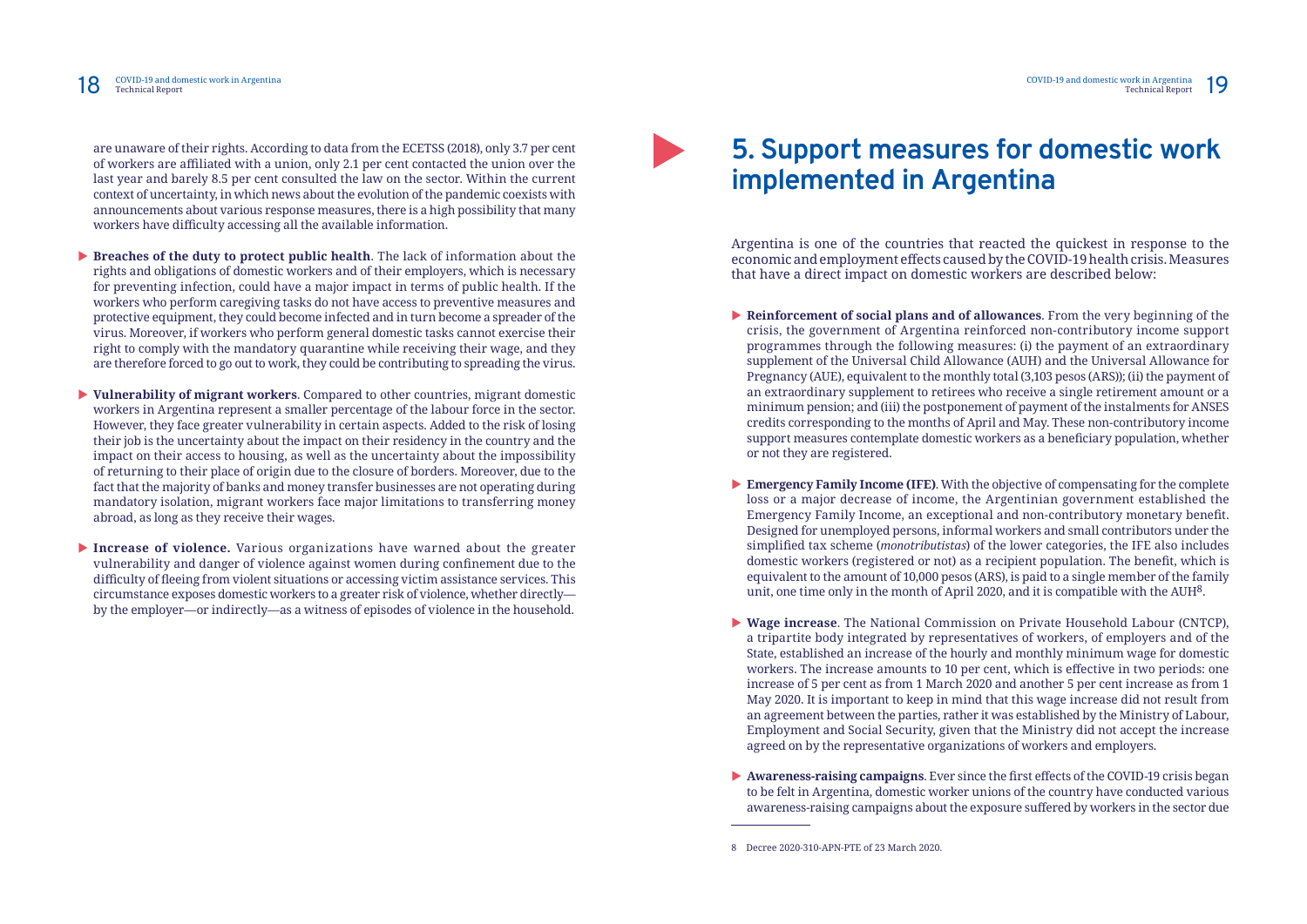are unaware of their rights. According to data from the ECETSS (2018), only 3.7 per cent of workers are affiliated with a union, only 2.1 per cent contacted the union over the last year and barely 8.5 per cent consulted the law on the sector. Within the current context of uncertainty, in which news about the evolution of the pandemic coexists with announcements about various response measures, there is a high possibility that many workers have difficulty accessing all the available information.

- **Breaches of the duty to protect public health**. The lack of information about the rights and obligations of domestic workers and of their employers, which is necessary for preventing infection, could have a major impact in terms of public health. If the workers who perform caregiving tasks do not have access to preventive measures and protective equipment, they could become infected and in turn become a spreader of the virus. Moreover, if workers who perform general domestic tasks cannot exercise their right to comply with the mandatory quarantine while receiving their wage, and they are therefore forced to go out to work, they could be contributing to spreading the virus.

- **Vulnerability of migrant workers**. Compared to other countries, migrant domestic workers in Argentina represent a smaller percentage of the labour force in the sector. However, they face greater vulnerability in certain aspects. Added to the risk of losing their job is the uncertainty about the impact on their residency in the country and the impact on their access to housing, as well as the uncertainty about the impossibility of returning to their place of origin due to the closure of borders. Moreover, due to the fact that the majority of banks and money transfer businesses are not operating during mandatory isolation, migrant workers face major limitations to transferring money abroad, as long as they receive their wages.

- **Increase of violence.** Various organizations have warned about the greater vulnerability and danger of violence against women during confinement due to the difficulty of fleeing from violent situations or accessing victim assistance services. This circumstance exposes domestic workers to a greater risk of violence, whether directly—by the employer—or indirectly—as a witness of episodes of violence in the household.

# 5. Support measures for domestic work implemented in Argentina

Argentina is one of the countries that reacted the quickest in response to the economic and employment effects caused by the COVID-19 health crisis. Measures that have a direct impact on domestic workers are described below:

- **Reinforcement of social plans and of allowances**. From the very beginning of the crisis, the government of Argentina reinforced non-contributory income support programmes through the following measures: (i) the payment of an extraordinary supplement of the Universal Child Allowance (AUH) and the Universal Allowance for Pregnancy (AUE), equivalent to the monthly total (3,103 pesos (ARS)); (ii) the payment of an extraordinary supplement to retirees who receive a single retirement amount or a minimum pension; and (iii) the postponement of payment of the instalments for ANSES credits corresponding to the months of April and May. These non-contributory income support measures contemplate domestic workers as a beneficiary population, whether or not they are registered.

- **Emergency Family Income (IFE)**. With the objective of compensating for the complete loss or a major decrease of income, the Argentinian government established the Emergency Family Income, an exceptional and non-contributory monetary benefit. Designed for unemployed persons, informal workers and small contributors under the simplified tax scheme (*monotributistas*) of the lower categories, the IFE also includes domestic workers (registered or not) as a recipient population. The benefit, which is equivalent to the amount of 10,000 pesos (ARS), is paid to a single member of the family unit, one time only in the month of April 2020, and it is compatible with the AUH[8].

- **Wage increase**. The National Commission on Private Household Labour (CNTCP), a tripartite body integrated by representatives of workers, of employers and of the State, established an increase of the hourly and monthly minimum wage for domestic workers. The increase amounts to 10 per cent, which is effective in two periods: one increase of 5 per cent as from 1 March 2020 and another 5 per cent increase as from 1 May 2020. It is important to keep in mind that this wage increase did not result from an agreement between the parties, rather it was established by the Ministry of Labour, Employment and Social Security, given that the Ministry did not accept the increase agreed on by the representative organizations of workers and employers.

- **Awareness-raising campaigns**. Ever since the first effects of the COVID-19 crisis began to be felt in Argentina, domestic worker unions of the country have conducted various awareness-raising campaigns about the exposure suffered by workers in the sector due

---

8 Decree 2020-310-APN-PTE of 23 March 2020.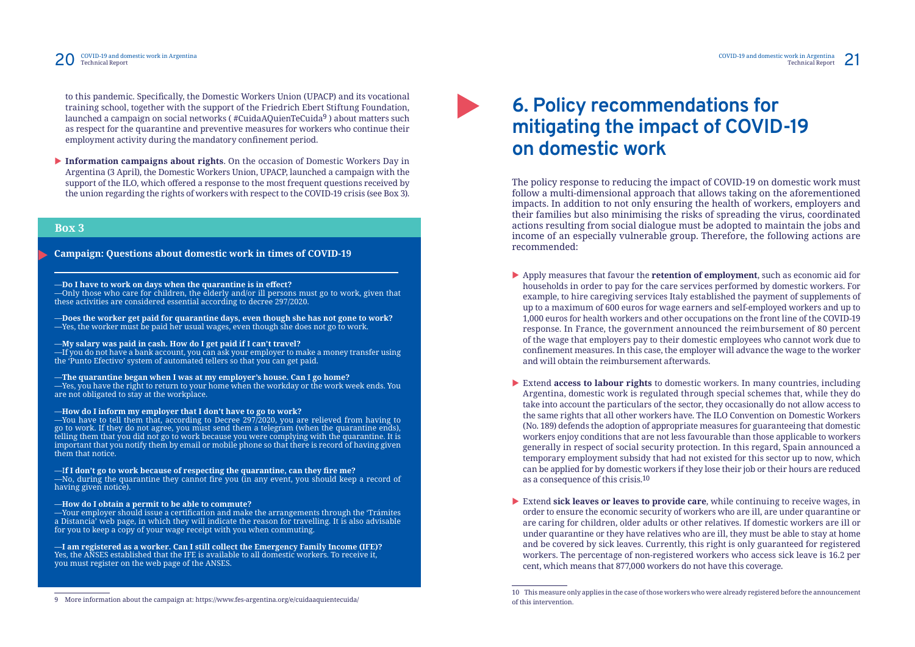to this pandemic. Specifically, the Domestic Workers Union (UPACP) and its vocational training school, together with the support of the Friedrich Ebert Stiftung Foundation, launched a campaign on social networks ( #CuidaAQuienTeCuida[9] ) about matters such as respect for the quarantine and preventive measures for workers who continue their employment activity during the mandatory confinement period.

- **Information campaigns about rights**. On the occasion of Domestic Workers Day in Argentina (3 April), the Domestic Workers Union, UPACP, launched a campaign with the support of the ILO, which offered a response to the most frequent questions received by the union regarding the rights of workers with respect to the COVID-19 crisis (see Box 3).

**Box 3**

**Campaign: Questions about domestic work in times of COVID-19**

—**Do I have to work on days when the quarantine is in effect?**
—Only those who care for children, the elderly and/or ill persons must go to work, given that these activities are considered essential according to decree 297/2020.

—**Does the worker get paid for quarantine days, even though she has not gone to work?**
—Yes, the worker must be paid her usual wages, even though she does not go to work.

—**My salary was paid in cash. How do I get paid if I can't travel?**
—If you do not have a bank account, you can ask your employer to make a money transfer using the 'Punto Efectivo' system of automated tellers so that you can get paid.

—**The quarantine began when I was at my employer's house. Can I go home?**
—Yes, you have the right to return to your home when the workday or the work week ends. You are not obligated to stay at the workplace.

—**How do I inform my employer that I don't have to go to work?**
—You have to tell them that, according to Decree 297/2020, you are relieved from having to go to work. If they do not agree, you must send them a telegram (when the quarantine ends), telling them that you did not go to work because you were complying with the quarantine. It is important that you notify them by email or mobile phone so that there is record of having given them that notice.

—I**f I don't go to work because of respecting the quarantine, can they fire me?**
—No, during the quarantine they cannot fire you (in any event, you should keep a record of having given notice).

—**How do I obtain a permit to be able to commute?**
—Your employer should issue a certification and make the arrangements through the 'Trámites a Distancia' web page, in which they will indicate the reason for travelling. It is also advisable for you to keep a copy of your wage receipt with you when commuting.

—**I am registered as a worker. Can I still collect the Emergency Family Income (IFE)?**
Yes, the ANSES established that the IFE is available to all domestic workers. To receive it, you must register on the web page of the ANSES.

[9] More information about the campaign at: https://www.fes-argentina.org/e/cuidaaquientecuida/

# 6. Policy recommendations for mitigating the impact of COVID-19 on domestic work

The policy response to reducing the impact of COVID-19 on domestic work must follow a multi-dimensional approach that allows taking on the aforementioned impacts. In addition to not only ensuring the health of workers, employers and their families but also minimising the risks of spreading the virus, coordinated actions resulting from social dialogue must be adopted to maintain the jobs and income of an especially vulnerable group. Therefore, the following actions are recommended:

- Apply measures that favour the **retention of employment**, such as economic aid for households in order to pay for the care services performed by domestic workers. For example, to hire caregiving services Italy established the payment of supplements of up to a maximum of 600 euros for wage earners and self-employed workers and up to 1,000 euros for health workers and other occupations on the front line of the COVID-19 response. In France, the government announced the reimbursement of 80 percent of the wage that employers pay to their domestic employees who cannot work due to confinement measures. In this case, the employer will advance the wage to the worker and will obtain the reimbursement afterwards.

- Extend **access to labour rights** to domestic workers. In many countries, including Argentina, domestic work is regulated through special schemes that, while they do take into account the particulars of the sector, they occasionally do not allow access to the same rights that all other workers have. The ILO Convention on Domestic Workers (No. 189) defends the adoption of appropriate measures for guaranteeing that domestic workers enjoy conditions that are not less favourable than those applicable to workers generally in respect of social security protection. In this regard, Spain announced a temporary employment subsidy that had not existed for this sector up to now, which can be applied for by domestic workers if they lose their job or their hours are reduced as a consequence of this crisis.[10]

- Extend **sick leaves or leaves to provide care**, while continuing to receive wages, in order to ensure the economic security of workers who are ill, are under quarantine or are caring for children, older adults or other relatives. If domestic workers are ill or under quarantine or they have relatives who are ill, they must be able to stay at home and be covered by sick leaves. Currently, this right is only guaranteed for registered workers. The percentage of non-registered workers who access sick leave is 16.2 per cent, which means that 877,000 workers do not have this coverage.

[10] This measure only applies in the case of those workers who were already registered before the announcement of this intervention.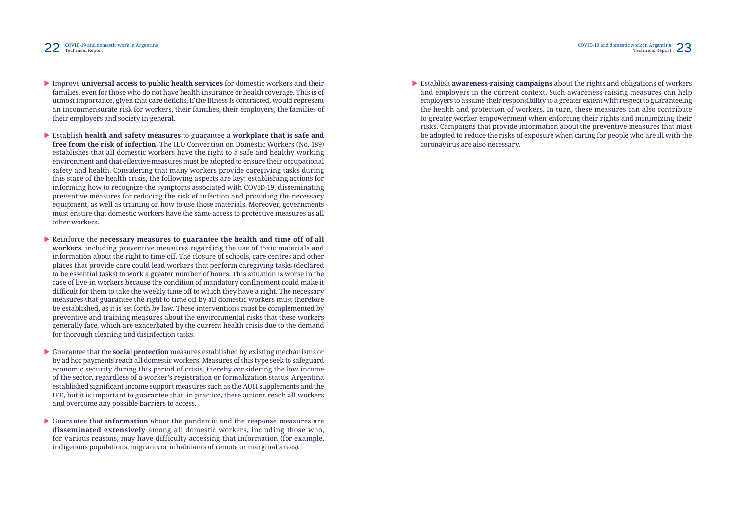- Improve **universal access to public health services** for domestic workers and their families, even for those who do not have health insurance or health coverage. This is of utmost importance, given that care deficits, if the illness is contracted, would represent an incommensurate risk for workers, their families, their employers, the families of their employers and society in general.

- Establish **health and safety measures** to guarantee a **workplace that is safe and free from the risk of infection**. The ILO Convention on Domestic Workers (No. 189) establishes that all domestic workers have the right to a safe and healthy working environment and that effective measures must be adopted to ensure their occupational safety and health. Considering that many workers provide caregiving tasks during this stage of the health crisis, the following aspects are key: establishing actions for informing how to recognize the symptoms associated with COVID-19, disseminating preventive measures for reducing the risk of infection and providing the necessary equipment, as well as training on how to use those materials. Moreover, governments must ensure that domestic workers have the same access to protective measures as all other workers.

- Reinforce the **necessary measures to guarantee the health and time off of all workers**, including preventive measures regarding the use of toxic materials and information about the right to time off. The closure of schools, care centres and other places that provide care could lead workers that perform caregiving tasks (declared to be essential tasks) to work a greater number of hours. This situation is worse in the case of live-in workers because the condition of mandatory confinement could make it difficult for them to take the weekly time off to which they have a right. The necessary measures that guarantee the right to time off by all domestic workers must therefore be established, as it is set forth by law. These interventions must be complemented by preventive and training measures about the environmental risks that these workers generally face, which are exacerbated by the current health crisis due to the demand for thorough cleaning and disinfection tasks.

- Guarantee that the **social protection** measures established by existing mechanisms or by ad hoc payments reach all domestic workers. Measures of this type seek to safeguard economic security during this period of crisis, thereby considering the low income of the sector, regardless of a worker's registration or formalization status. Argentina established significant income support measures such as the AUH supplements and the IFE, but it is important to guarantee that, in practice, these actions reach all workers and overcome any possible barriers to access.

- Guarantee that **information** about the pandemic and the response measures are **disseminated extensively** among all domestic workers, including those who, for various reasons, may have difficulty accessing that information (for example, indigenous populations, migrants or inhabitants of remote or marginal areas).

- Establish **awareness-raising campaigns** about the rights and obligations of workers and employers in the current context. Such awareness-raising measures can help employers to assume their responsibility to a greater extent with respect to guaranteeing the health and protection of workers. In turn, these measures can also contribute to greater worker empowerment when enforcing their rights and minimizing their risks. Campaigns that provide information about the preventive measures that must be adopted to reduce the risks of exposure when caring for people who are ill with the coronavirus are also necessary.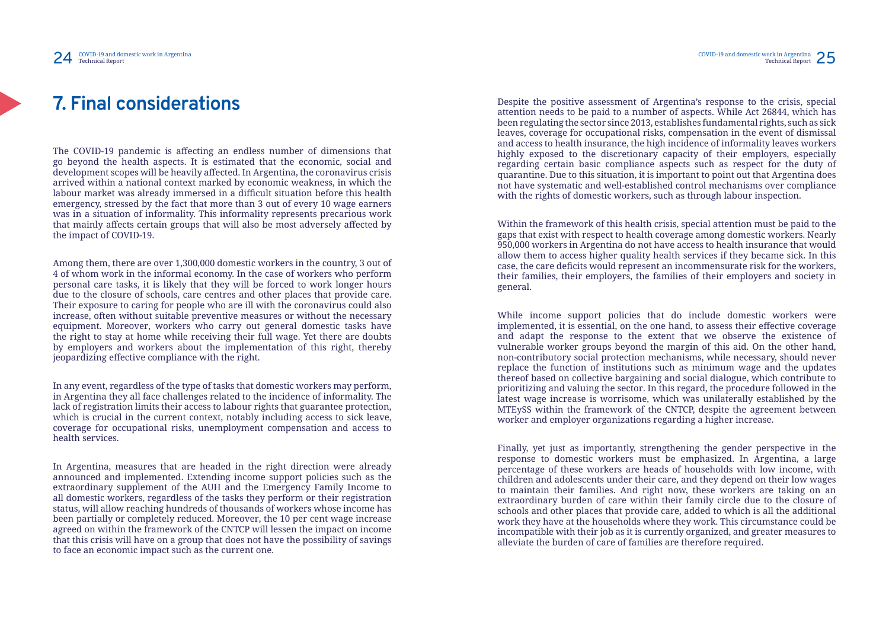# 7. Final considerations

The COVID-19 pandemic is affecting an endless number of dimensions that go beyond the health aspects. It is estimated that the economic, social and development scopes will be heavily affected. In Argentina, the coronavirus crisis arrived within a national context marked by economic weakness, in which the labour market was already immersed in a difficult situation before this health emergency, stressed by the fact that more than 3 out of every 10 wage earners was in a situation of informality. This informality represents precarious work that mainly affects certain groups that will also be most adversely affected by the impact of COVID-19.

Among them, there are over 1,300,000 domestic workers in the country, 3 out of 4 of whom work in the informal economy. In the case of workers who perform personal care tasks, it is likely that they will be forced to work longer hours due to the closure of schools, care centres and other places that provide care. Their exposure to caring for people who are ill with the coronavirus could also increase, often without suitable preventive measures or without the necessary equipment. Moreover, workers who carry out general domestic tasks have the right to stay at home while receiving their full wage. Yet there are doubts by employers and workers about the implementation of this right, thereby jeopardizing effective compliance with the right.

In any event, regardless of the type of tasks that domestic workers may perform, in Argentina they all face challenges related to the incidence of informality. The lack of registration limits their access to labour rights that guarantee protection, which is crucial in the current context, notably including access to sick leave, coverage for occupational risks, unemployment compensation and access to health services.

In Argentina, measures that are headed in the right direction were already announced and implemented. Extending income support policies such as the extraordinary supplement of the AUH and the Emergency Family Income to all domestic workers, regardless of the tasks they perform or their registration status, will allow reaching hundreds of thousands of workers whose income has been partially or completely reduced. Moreover, the 10 per cent wage increase agreed on within the framework of the CNTCP will lessen the impact on income that this crisis will have on a group that does not have the possibility of savings to face an economic impact such as the current one.

Despite the positive assessment of Argentina's response to the crisis, special attention needs to be paid to a number of aspects. While Act 26844, which has been regulating the sector since 2013, establishes fundamental rights, such as sick leaves, coverage for occupational risks, compensation in the event of dismissal and access to health insurance, the high incidence of informality leaves workers highly exposed to the discretionary capacity of their employers, especially regarding certain basic compliance aspects such as respect for the duty of quarantine. Due to this situation, it is important to point out that Argentina does not have systematic and well-established control mechanisms over compliance with the rights of domestic workers, such as through labour inspection.

Within the framework of this health crisis, special attention must be paid to the gaps that exist with respect to health coverage among domestic workers. Nearly 950,000 workers in Argentina do not have access to health insurance that would allow them to access higher quality health services if they became sick. In this case, the care deficits would represent an incommensurate risk for the workers, their families, their employers, the families of their employers and society in general.

While income support policies that do include domestic workers were implemented, it is essential, on the one hand, to assess their effective coverage and adapt the response to the extent that we observe the existence of vulnerable worker groups beyond the margin of this aid. On the other hand, non-contributory social protection mechanisms, while necessary, should never replace the function of institutions such as minimum wage and the updates thereof based on collective bargaining and social dialogue, which contribute to prioritizing and valuing the sector. In this regard, the procedure followed in the latest wage increase is worrisome, which was unilaterally established by the MTEySS within the framework of the CNTCP, despite the agreement between worker and employer organizations regarding a higher increase.

Finally, yet just as importantly, strengthening the gender perspective in the response to domestic workers must be emphasized. In Argentina, a large percentage of these workers are heads of households with low income, with children and adolescents under their care, and they depend on their low wages to maintain their families. And right now, these workers are taking on an extraordinary burden of care within their family circle due to the closure of schools and other places that provide care, added to which is all the additional work they have at the households where they work. This circumstance could be incompatible with their job as it is currently organized, and greater measures to alleviate the burden of care of families are therefore required.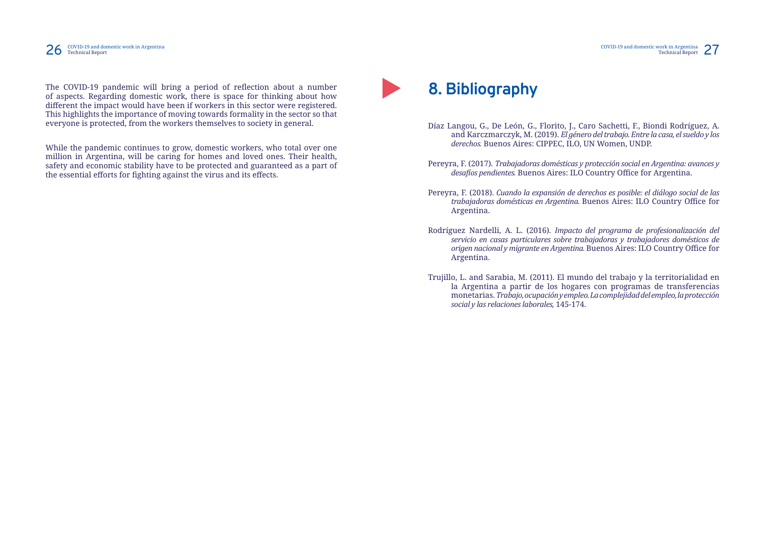The COVID-19 pandemic will bring a period of reflection about a number of aspects. Regarding domestic work, there is space for thinking about how different the impact would have been if workers in this sector were registered. This highlights the importance of moving towards formality in the sector so that everyone is protected, from the workers themselves to society in general.

While the pandemic continues to grow, domestic workers, who total over one million in Argentina, will be caring for homes and loved ones. Their health, safety and economic stability have to be protected and guaranteed as a part of the essential efforts for fighting against the virus and its effects.

# 8. Bibliography

Díaz Langou, G., De León, G., Florito, J., Caro Sachetti, F., Biondi Rodríguez, A. and Karczmarczyk, M. (2019). *El género del trabajo. Entre la casa, el sueldo y los derechos.* Buenos Aires: CIPPEC, ILO, UN Women, UNDP.

Pereyra, F. (2017). *Trabajadoras domésticas y protección social en Argentina: avances y desafíos pendientes.* Buenos Aires: ILO Country Office for Argentina.

Pereyra, F. (2018). *Cuando la expansión de derechos es posible: el diálogo social de las trabajadoras domésticas en Argentina.* Buenos Aires: ILO Country Office for Argentina.

Rodríguez Nardelli, A. L. (2016). *Impacto del programa de profesionalización del servicio en casas particulares sobre trabajadoras y trabajadores domésticos de origen nacional y migrante en Argentina.* Buenos Aires: ILO Country Office for Argentina.

Trujillo, L. and Sarabia, M. (2011). El mundo del trabajo y la territorialidad en la Argentina a partir de los hogares con programas de transferencias monetarias. *Trabajo, ocupación y empleo. La complejidad del empleo, la protección social y las relaciones laborales,* 145-174.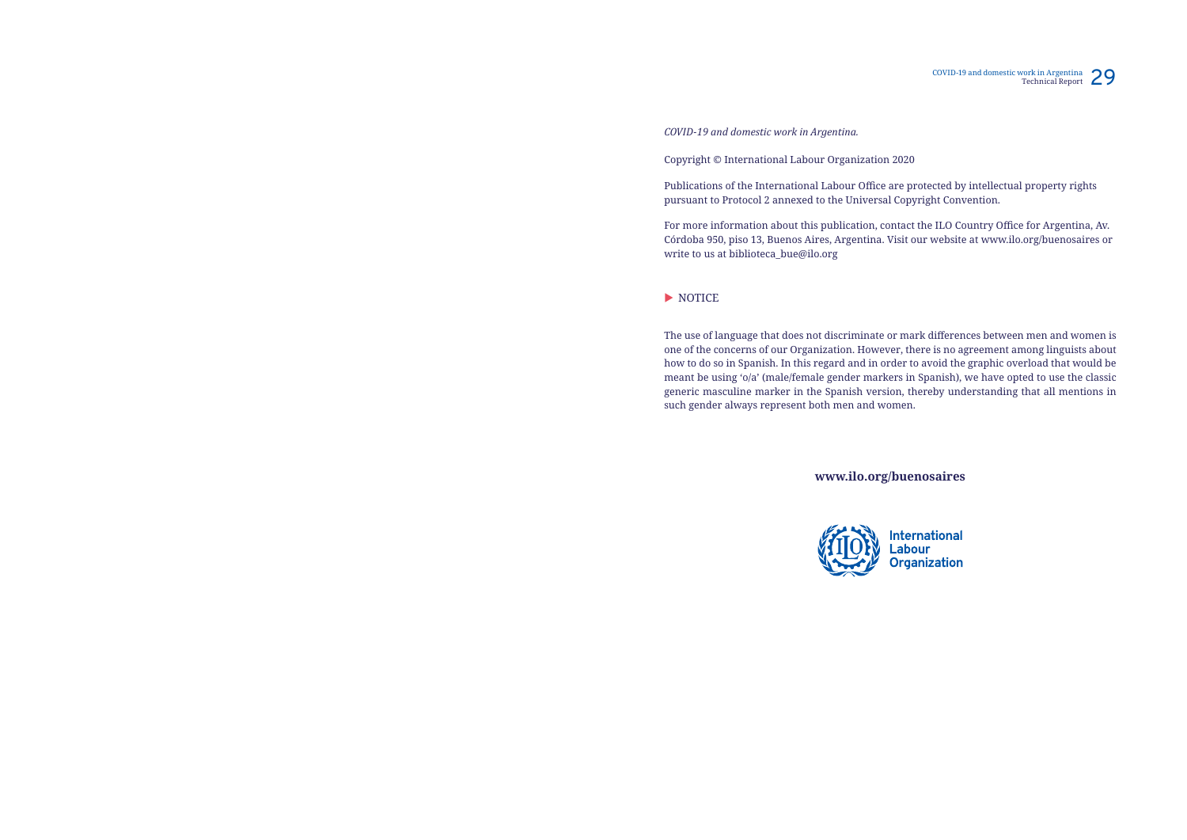*COVID-19 and domestic work in Argentina.*

Copyright © International Labour Organization 2020

Publications of the International Labour Office are protected by intellectual property rights pursuant to Protocol 2 annexed to the Universal Copyright Convention.

For more information about this publication, contact the ILO Country Office for Argentina, Av. Córdoba 950, piso 13, Buenos Aires, Argentina. Visit our website at www.ilo.org/buenosaires or write to us at biblioteca_bue@ilo.org

▶ NOTICE

The use of language that does not discriminate or mark differences between men and women is one of the concerns of our Organization. However, there is no agreement among linguists about how to do so in Spanish. In this regard and in order to avoid the graphic overload that would be meant be using 'o/a' (male/female gender markers in Spanish), we have opted to use the classic generic masculine marker in the Spanish version, thereby understanding that all mentions in such gender always represent both men and women.

**www.ilo.org/buenosaires**

International Labour Organization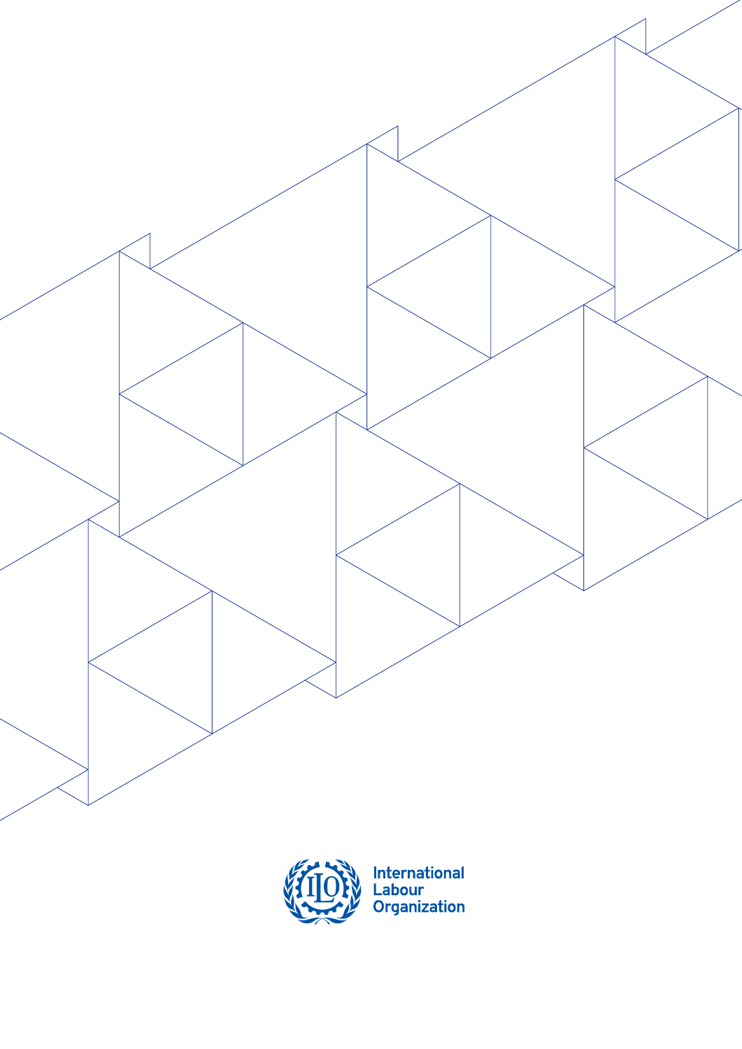International
Labour
Organization